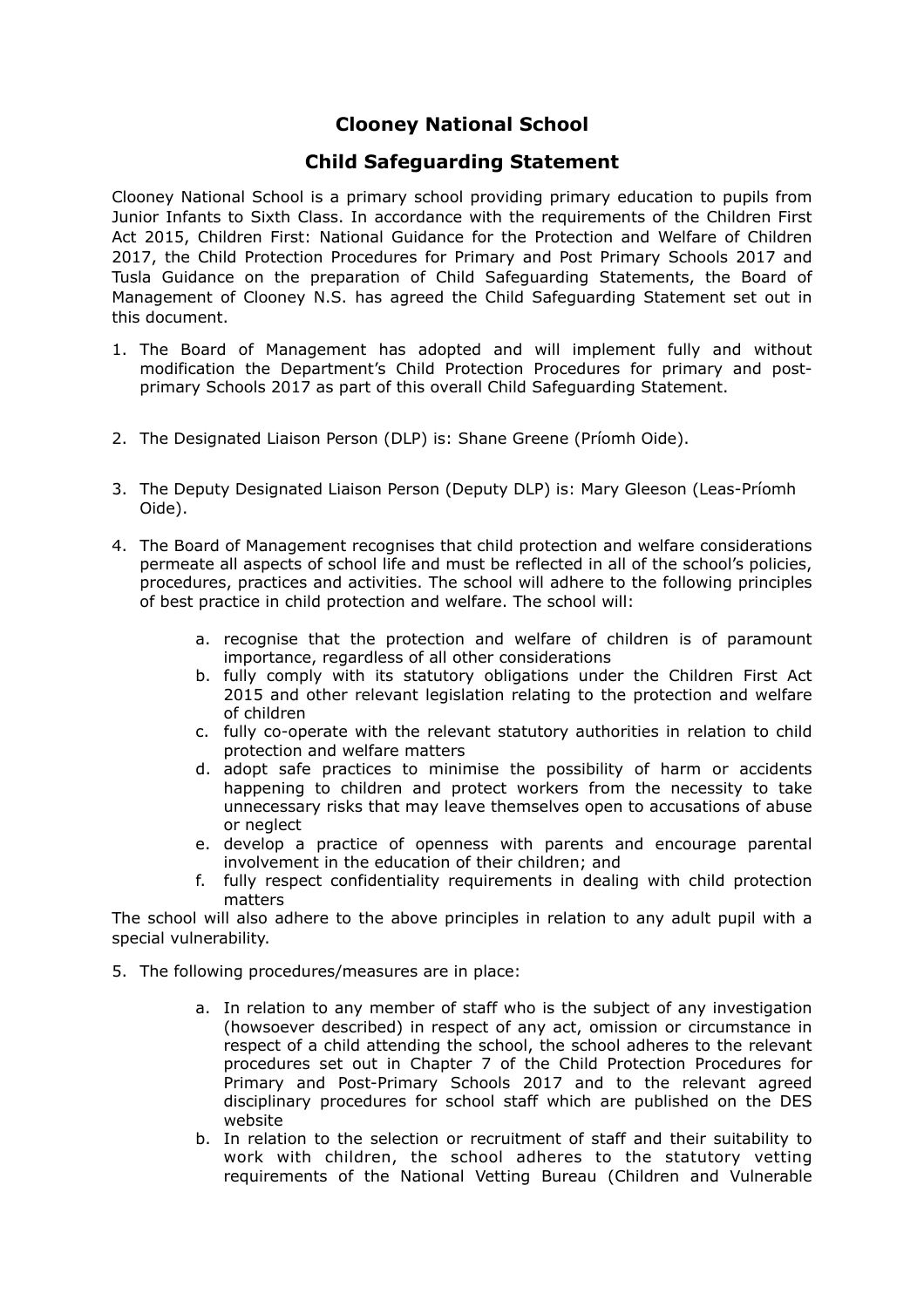# Clooney National School

## Child Safeguarding Statement

Clooney National School is a primary school providing primary education to pupils from Junior Infants to Sixth Class. In accordance with the requirements of the Children First Act 2015, Children First: National Guidance for the Protection and Welfare of Children 2017, the Child Protection Procedures for Primary and Post Primary Schools 2017 and Tusla Guidance on the preparation of Child Safeguarding Statements, the Board of Management of Clooney N.S. has agreed the Child Safeguarding Statement set out in this document.

1. The Board of Management has adopted and will implement fully and without modification the Department's Child Protection Procedures for primary and post-primary Schools 2017 as part of this overall Child Safeguarding Statement.

2. The Designated Liaison Person (DLP) is: Shane Greene (Príomh Oide).

3. The Deputy Designated Liaison Person (Deputy DLP) is: Mary Gleeson (Leas-Príomh Oide).

4. The Board of Management recognises that child protection and welfare considerations permeate all aspects of school life and must be reflected in all of the school's policies, procedures, practices and activities. The school will adhere to the following principles of best practice in child protection and welfare. The school will:

   a. recognise that the protection and welfare of children is of paramount importance, regardless of all other considerations
   b. fully comply with its statutory obligations under the Children First Act 2015 and other relevant legislation relating to the protection and welfare of children
   c. fully co-operate with the relevant statutory authorities in relation to child protection and welfare matters
   d. adopt safe practices to minimise the possibility of harm or accidents happening to children and protect workers from the necessity to take unnecessary risks that may leave themselves open to accusations of abuse or neglect
   e. develop a practice of openness with parents and encourage parental involvement in the education of their children; and
   f. fully respect confidentiality requirements in dealing with child protection matters

   The school will also adhere to the above principles in relation to any adult pupil with a special vulnerability.

5. The following procedures/measures are in place:

   a. In relation to any member of staff who is the subject of any investigation (howsoever described) in respect of any act, omission or circumstance in respect of a child attending the school, the school adheres to the relevant procedures set out in Chapter 7 of the Child Protection Procedures for Primary and Post-Primary Schools 2017 and to the relevant agreed disciplinary procedures for school staff which are published on the DES website
   b. In relation to the selection or recruitment of staff and their suitability to work with children, the school adheres to the statutory vetting requirements of the National Vetting Bureau (Children and Vulnerable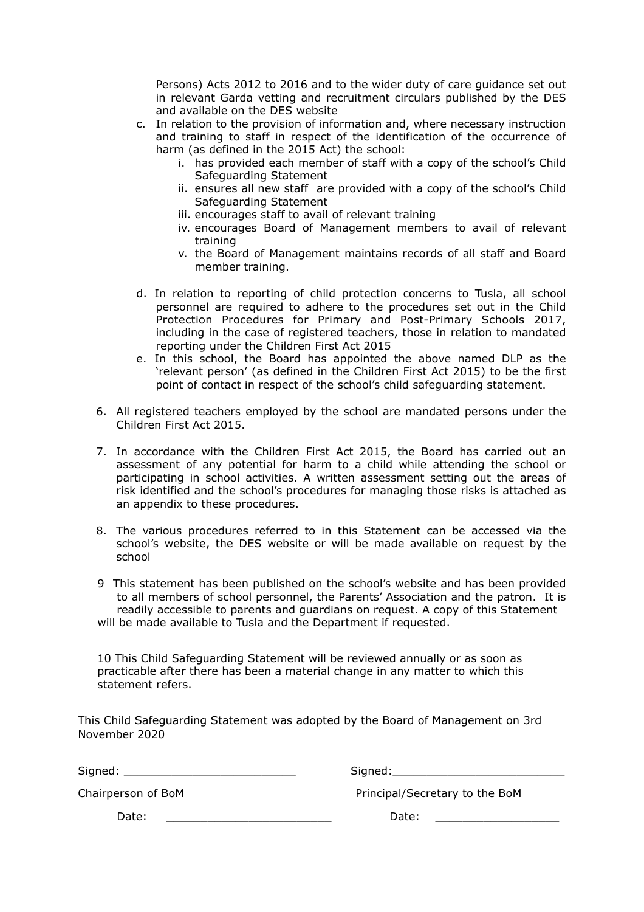Persons) Acts 2012 to 2016 and to the wider duty of care guidance set out in relevant Garda vetting and recruitment circulars published by the DES and available on the DES website

c. In relation to the provision of information and, where necessary instruction and training to staff in respect of the identification of the occurrence of harm (as defined in the 2015 Act) the school:
   i. has provided each member of staff with a copy of the school's Child Safeguarding Statement
   ii. ensures all new staff are provided with a copy of the school's Child Safeguarding Statement
   iii. encourages staff to avail of relevant training
   iv. encourages Board of Management members to avail of relevant training
   v. the Board of Management maintains records of all staff and Board member training.

d. In relation to reporting of child protection concerns to Tusla, all school personnel are required to adhere to the procedures set out in the Child Protection Procedures for Primary and Post-Primary Schools 2017, including in the case of registered teachers, those in relation to mandated reporting under the Children First Act 2015

e. In this school, the Board has appointed the above named DLP as the 'relevant person' (as defined in the Children First Act 2015) to be the first point of contact in respect of the school's child safeguarding statement.

6. All registered teachers employed by the school are mandated persons under the Children First Act 2015.

7. In accordance with the Children First Act 2015, the Board has carried out an assessment of any potential for harm to a child while attending the school or participating in school activities. A written assessment setting out the areas of risk identified and the school's procedures for managing those risks is attached as an appendix to these procedures.

8. The various procedures referred to in this Statement can be accessed via the school's website, the DES website or will be made available on request by the school

9 This statement has been published on the school's website and has been provided to all members of school personnel, the Parents' Association and the patron. It is readily accessible to parents and guardians on request. A copy of this Statement will be made available to Tusla and the Department if requested.

10 This Child Safeguarding Statement will be reviewed annually or as soon as practicable after there has been a material change in any matter to which this statement refers.

This Child Safeguarding Statement was adopted by the Board of Management on 3rd November 2020

Signed: ________________________ Signed:________________________

Chairperson of BoM Principal/Secretary to the BoM

Date: ________________________ Date: __________________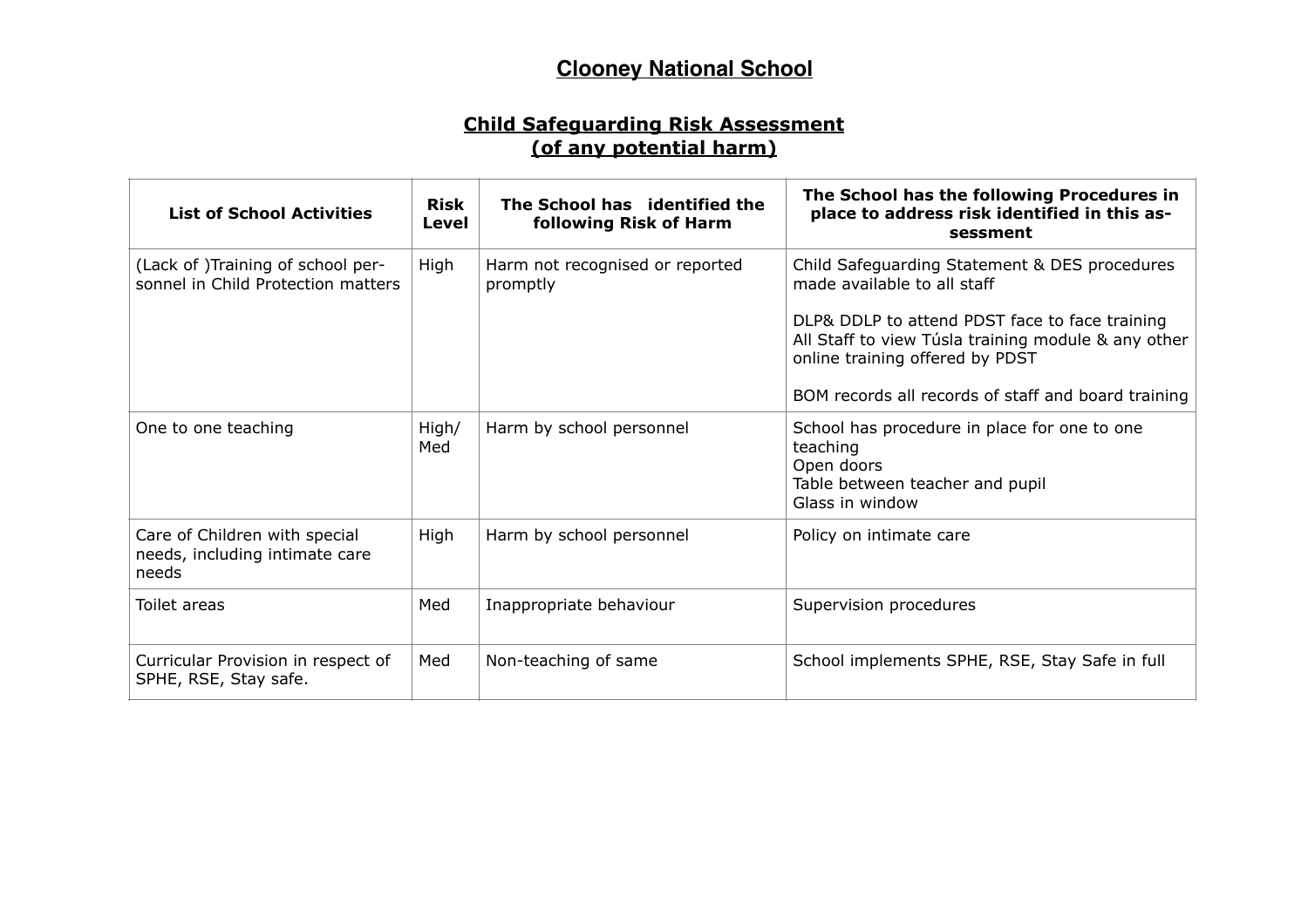# Clooney National School

## Child Safeguarding Risk Assessment
## (of any potential harm)

| List of School Activities | Risk Level | The School has identified the following Risk of Harm | The School has the following Procedures in place to address risk identified in this assessment |
|---|---|---|---|
| (Lack of )Training of school personnel in Child Protection matters | High | Harm not recognised or reported promptly | Child Safeguarding Statement & DES procedures made available to all staff<br><br>DLP& DDLP to attend PDST face to face training<br>All Staff to view Túsla training module & any other online training offered by PDST<br><br>BOM records all records of staff and board training |
| One to one teaching | High/ Med | Harm by school personnel | School has procedure in place for one to one teaching<br>Open doors<br>Table between teacher and pupil<br>Glass in window |
| Care of Children with special needs, including intimate care needs | High | Harm by school personnel | Policy on intimate care |
| Toilet areas | Med | Inappropriate behaviour | Supervision procedures |
| Curricular Provision in respect of SPHE, RSE, Stay safe. | Med | Non-teaching of same | School implements SPHE, RSE, Stay Safe in full |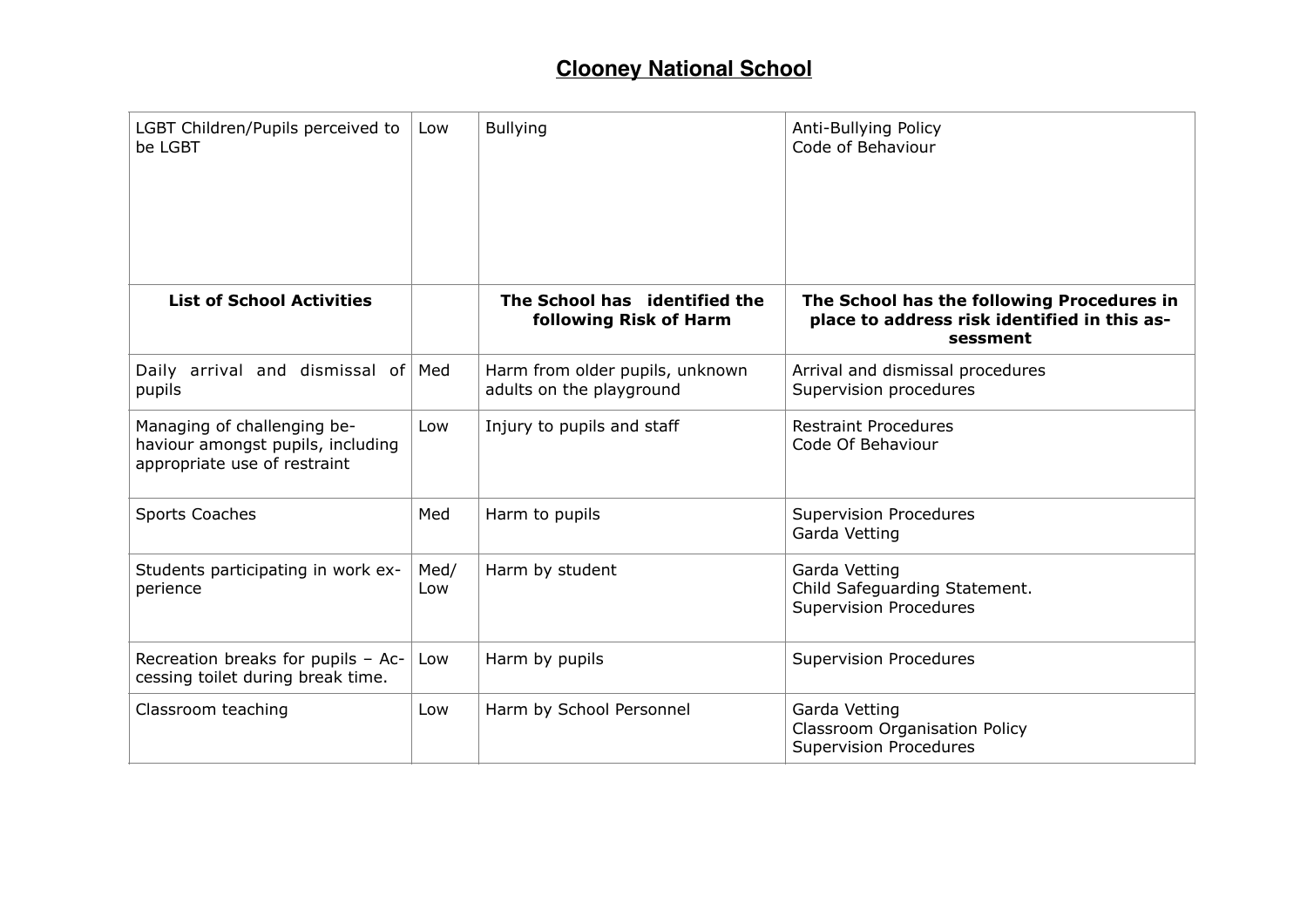## Clooney National School

| LGBT Children/Pupils perceived to be LGBT | Low | Bullying | Anti-Bullying Policy<br>Code of Behaviour |
|---|---|---|---|
| **List of School Activities** | | **The School has identified the following Risk of Harm** | **The School has the following Procedures in place to address risk identified in this assessment** |
| Daily arrival and dismissal of pupils | Med | Harm from older pupils, unknown adults on the playground | Arrival and dismissal procedures<br>Supervision procedures |
| Managing of challenging behaviour amongst pupils, including appropriate use of restraint | Low | Injury to pupils and staff | Restraint Procedures<br>Code Of Behaviour |
| Sports Coaches | Med | Harm to pupils | Supervision Procedures<br>Garda Vetting |
| Students participating in work experience | Med/ Low | Harm by student | Garda Vetting<br>Child Safeguarding Statement.<br>Supervision Procedures |
| Recreation breaks for pupils – Accessing toilet during break time. | Low | Harm by pupils | Supervision Procedures |
| Classroom teaching | Low | Harm by School Personnel | Garda Vetting<br>Classroom Organisation Policy<br>Supervision Procedures |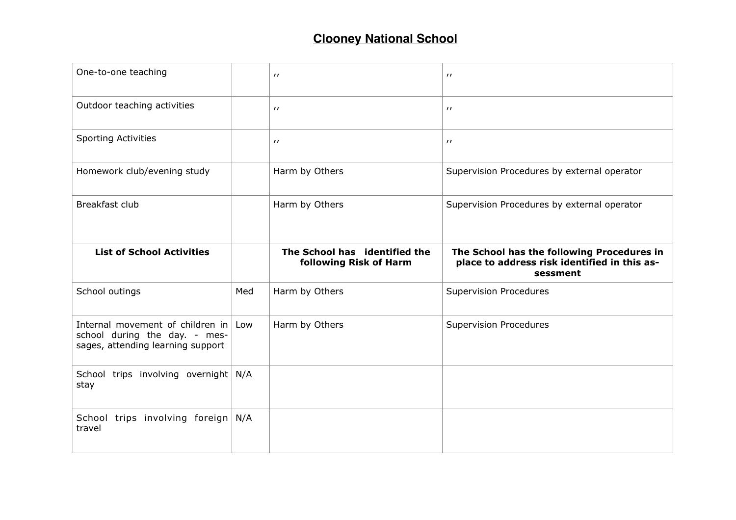## Clooney National School

| | | | |
|---|---|---|---|
| One-to-one teaching | | ,, | ,, |
| Outdoor teaching activities | | ,, | ,, |
| Sporting Activities | | ,, | ,, |
| Homework club/evening study | | Harm by Others | Supervision Procedures by external operator |
| Breakfast club | | Harm by Others | Supervision Procedures by external operator |
| **List of School Activities** | | **The School has identified the following Risk of Harm** | **The School has the following Procedures in place to address risk identified in this assessment** |
| School outings | Med | Harm by Others | Supervision Procedures |
| Internal movement of children in school during the day. - messages, attending learning support | Low | Harm by Others | Supervision Procedures |
| School trips involving overnight stay | N/A | | |
| School trips involving foreign travel | N/A | | |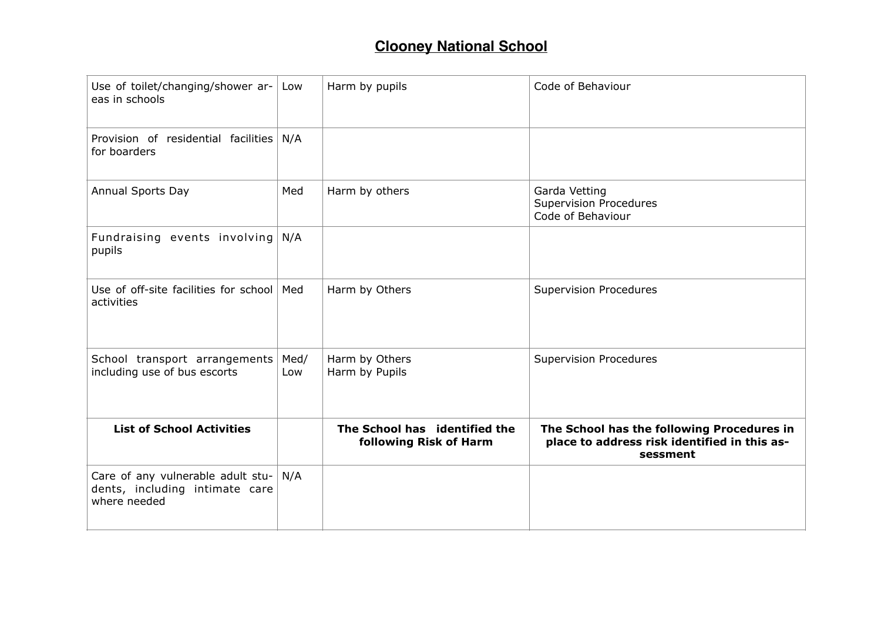# Clooney National School

| Use of toilet/changing/shower areas in schools | Low | Harm by pupils | Code of Behaviour |
|---|---|---|---|
| Provision of residential facilities for boarders | N/A | | |
| Annual Sports Day | Med | Harm by others | Garda Vetting<br>Supervision Procedures<br>Code of Behaviour |
| Fundraising events involving pupils | N/A | | |
| Use of off-site facilities for school activities | Med | Harm by Others | Supervision Procedures |
| School transport arrangements including use of bus escorts | Med/ Low | Harm by Others<br>Harm by Pupils | Supervision Procedures |
| **List of School Activities** | | **The School has identified the following Risk of Harm** | **The School has the following Procedures in place to address risk identified in this assessment** |
| Care of any vulnerable adult students, including intimate care where needed | N/A | | |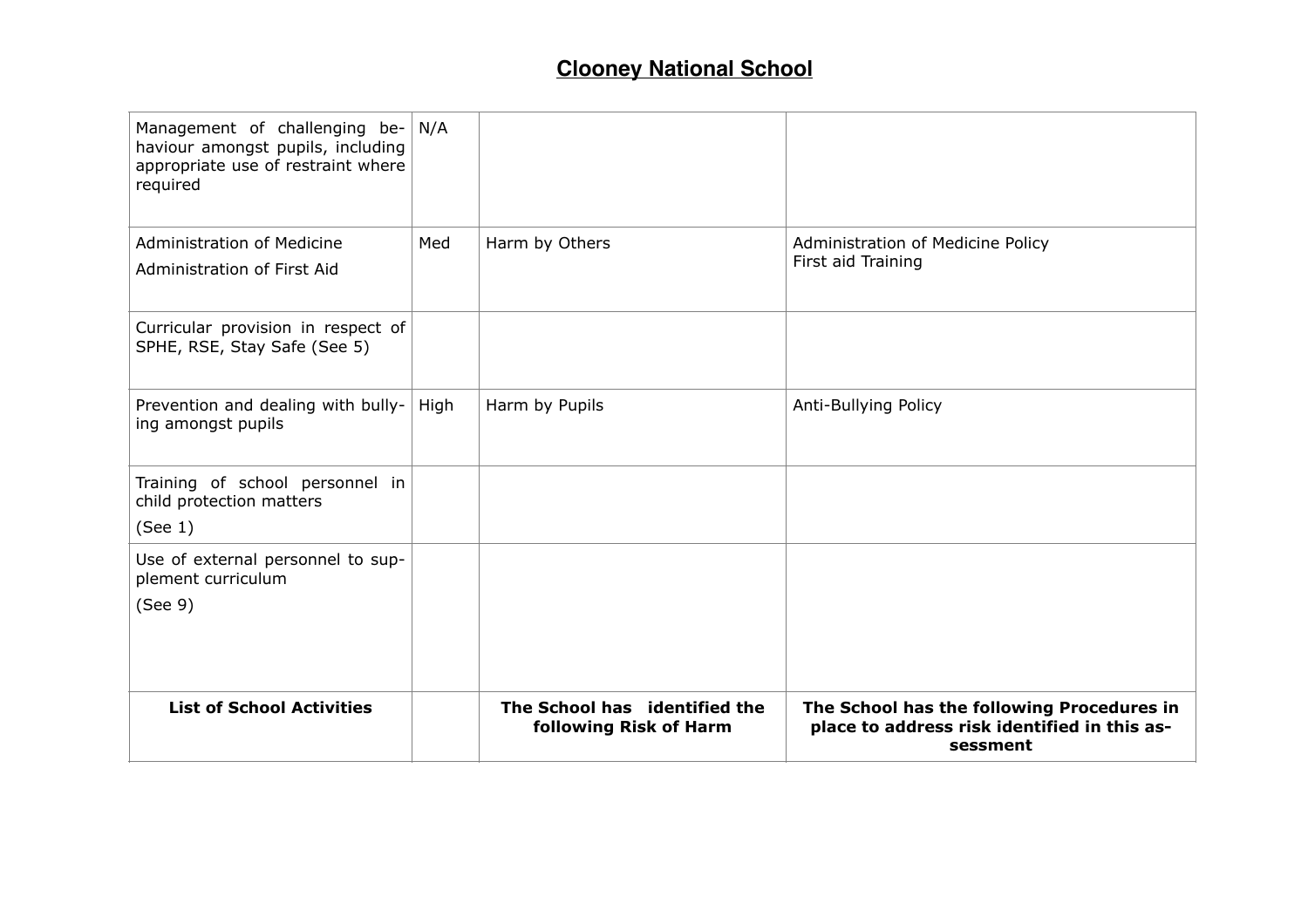## Clooney National School

| Management of challenging behaviour amongst pupils, including appropriate use of restraint where required | N/A | | |
|---|---|---|---|
| Administration of Medicine<br>Administration of First Aid | Med | Harm by Others | Administration of Medicine Policy<br>First aid Training |
| Curricular provision in respect of SPHE, RSE, Stay Safe (See 5) | | | |
| Prevention and dealing with bullying amongst pupils | High | Harm by Pupils | Anti-Bullying Policy |
| Training of school personnel in child protection matters<br>(See 1) | | | |
| Use of external personnel to supplement curriculum<br>(See 9) | | | |
| **List of School Activities** | | **The School has identified the following Risk of Harm** | **The School has the following Procedures in place to address risk identified in this assessment** |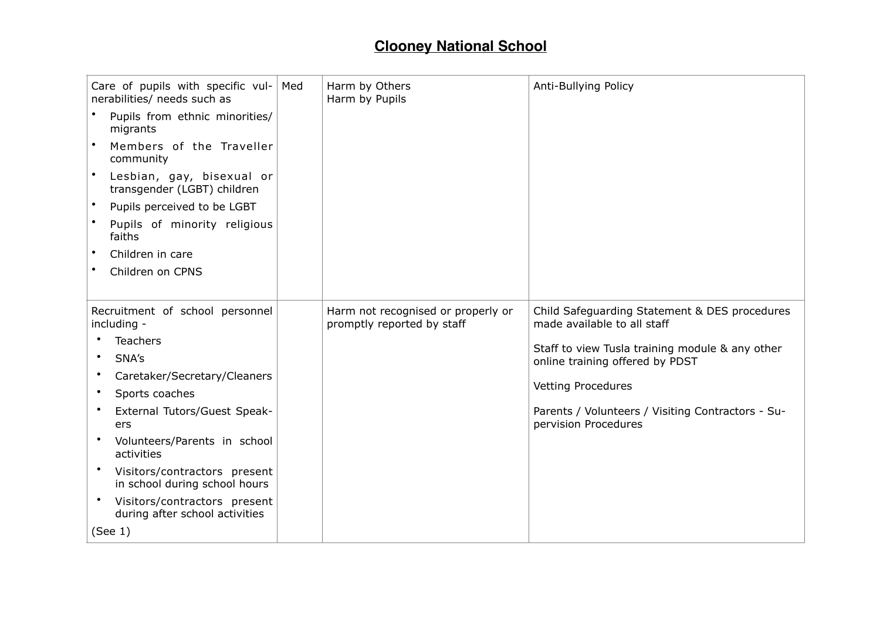# Clooney National School

| | | | |
|---|---|---|---|
| Care of pupils with specific vulnerabilities/ needs such as <br>• Pupils from ethnic minorities/ migrants <br>• Members of the Traveller community <br>• Lesbian, gay, bisexual or transgender (LGBT) children <br>• Pupils perceived to be LGBT <br>• Pupils of minority religious faiths <br>• Children in care <br>• Children on CPNS | Med | Harm by Others <br>Harm by Pupils | Anti-Bullying Policy |
| Recruitment of school personnel including - <br>• Teachers <br>• SNA's <br>• Caretaker/Secretary/Cleaners <br>• Sports coaches <br>• External Tutors/Guest Speakers <br>• Volunteers/Parents in school activities <br>• Visitors/contractors present in school during school hours <br>• Visitors/contractors present during after school activities <br>(See 1) | | Harm not recognised or properly or promptly reported by staff | Child Safeguarding Statement & DES procedures made available to all staff <br><br>Staff to view Tusla training module & any other online training offered by PDST <br><br>Vetting Procedures <br><br>Parents / Volunteers / Visiting Contractors - Supervision Procedures |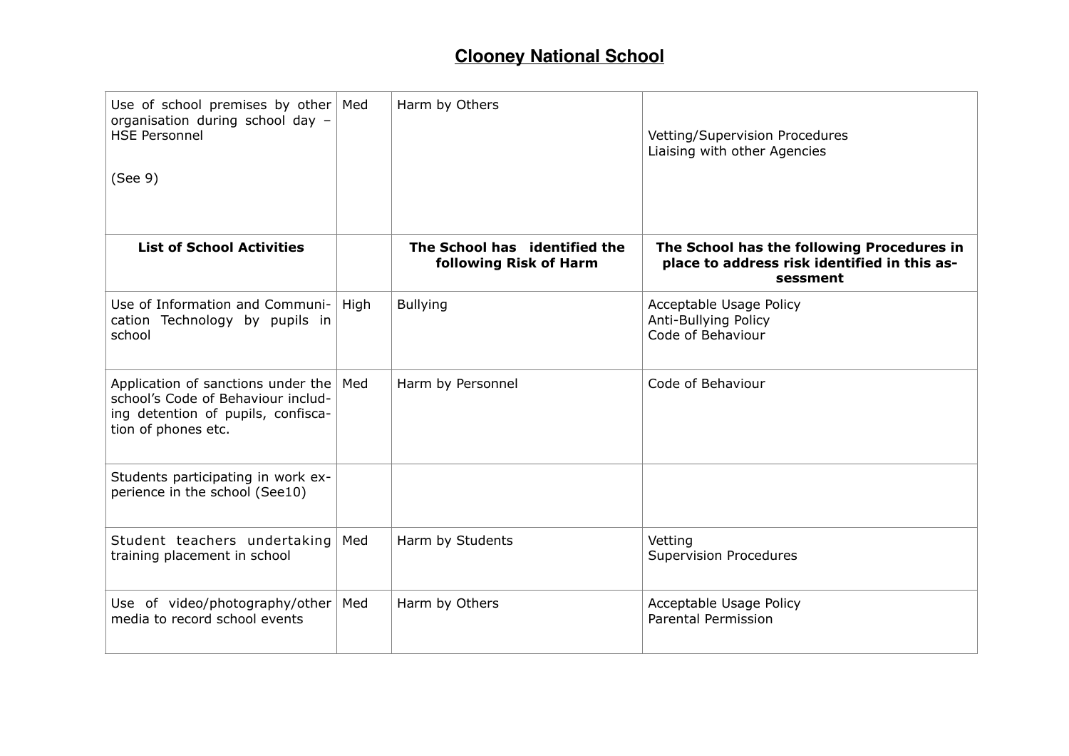## Clooney National School

| Use of school premises by other organisation during school day – HSE Personnel<br><br>(See 9) | Med | Harm by Others | Vetting/Supervision Procedures<br>Liaising with other Agencies |
|---|---|---|---|
| **List of School Activities** | | **The School has identified the following Risk of Harm** | **The School has the following Procedures in place to address risk identified in this assessment** |
| Use of Information and Communication Technology by pupils in school | High | Bullying | Acceptable Usage Policy<br>Anti-Bullying Policy<br>Code of Behaviour |
| Application of sanctions under the school's Code of Behaviour including detention of pupils, confiscation of phones etc. | Med | Harm by Personnel | Code of Behaviour |
| Students participating in work experience in the school (See10) | | | |
| Student teachers undertaking training placement in school | Med | Harm by Students | Vetting<br>Supervision Procedures |
| Use of video/photography/other media to record school events | Med | Harm by Others | Acceptable Usage Policy<br>Parental Permission |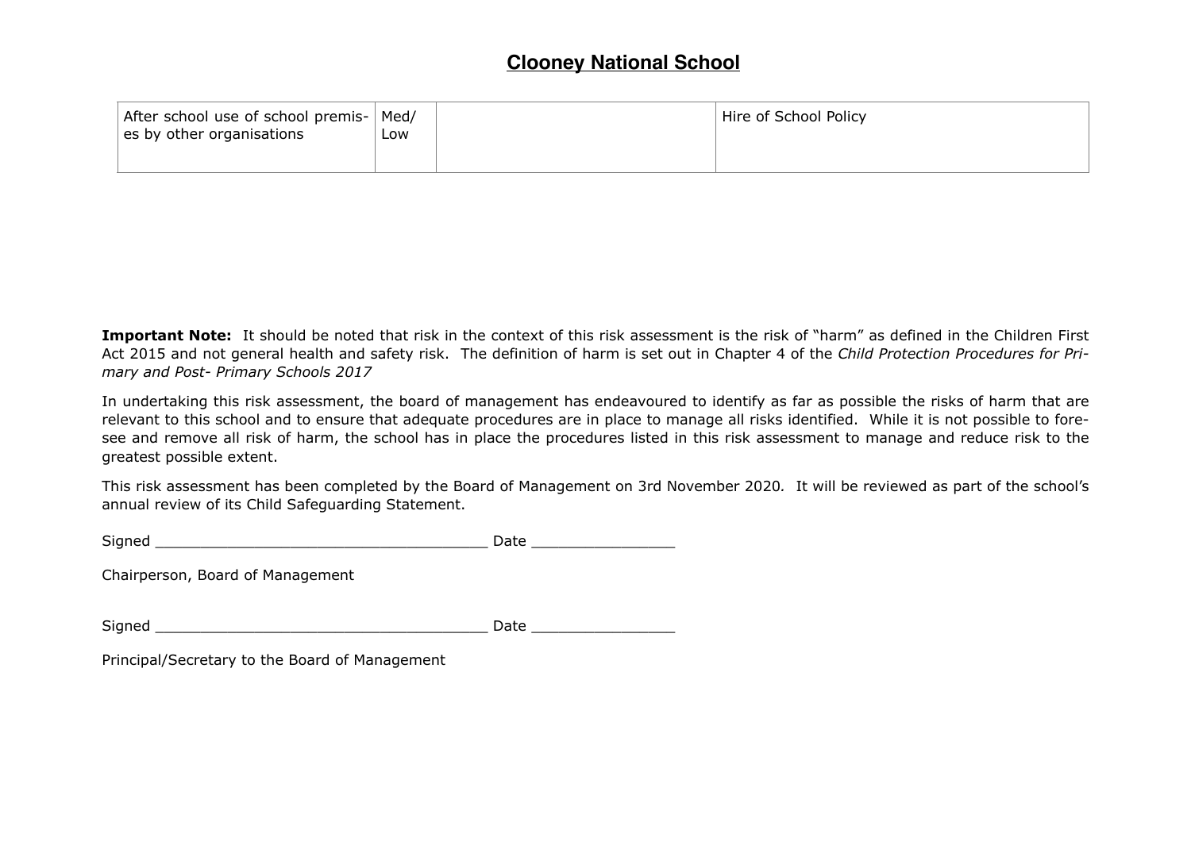# Clooney National School

| After school use of school premises by other organisations | Med/ Low | | Hire of School Policy |
|---|---|---|---|

**Important Note:** It should be noted that risk in the context of this risk assessment is the risk of "harm" as defined in the Children First Act 2015 and not general health and safety risk. The definition of harm is set out in Chapter 4 of the *Child Protection Procedures for Primary and Post- Primary Schools 2017*

In undertaking this risk assessment, the board of management has endeavoured to identify as far as possible the risks of harm that are relevant to this school and to ensure that adequate procedures are in place to manage all risks identified. While it is not possible to foresee and remove all risk of harm, the school has in place the procedures listed in this risk assessment to manage and reduce risk to the greatest possible extent.

This risk assessment has been completed by the Board of Management on 3rd November 2020. It will be reviewed as part of the school's annual review of its Child Safeguarding Statement.

Signed _____________________________________ Date ________________

Chairperson, Board of Management

Signed _____________________________________ Date ________________

Principal/Secretary to the Board of Management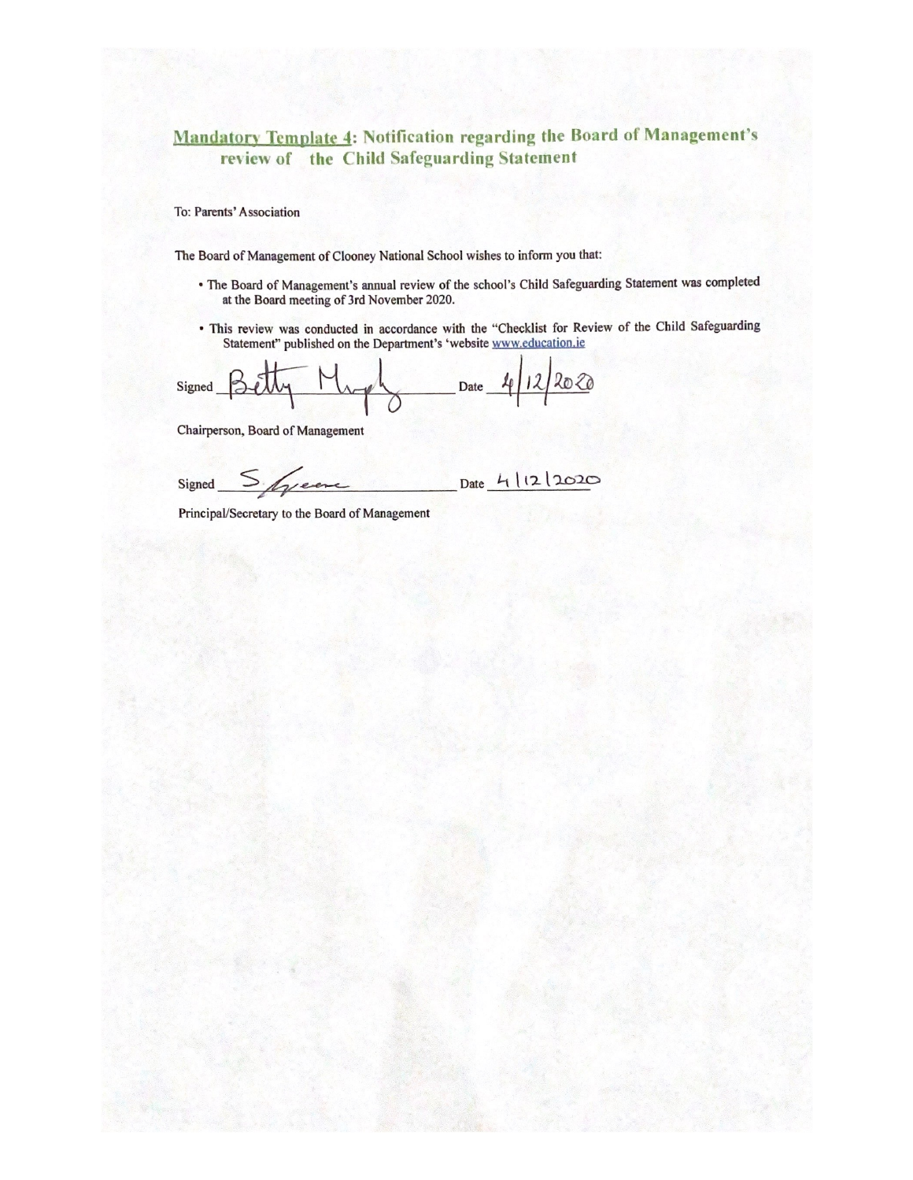## Mandatory Template 4: Notification regarding the Board of Management's review of the Child Safeguarding Statement

To: Parents' Association

The Board of Management of Clooney National School wishes to inform you that:

- The Board of Management's annual review of the school's Child Safeguarding Statement was completed at the Board meeting of 3rd November 2020.
- This review was conducted in accordance with the "Checklist for Review of the Child Safeguarding Statement" published on the Department's 'website www.education.ie

Signed Betty Murphy Date 4/12/2020

Chairperson, Board of Management

Signed S Greene Date 4/12/2020

Principal/Secretary to the Board of Management